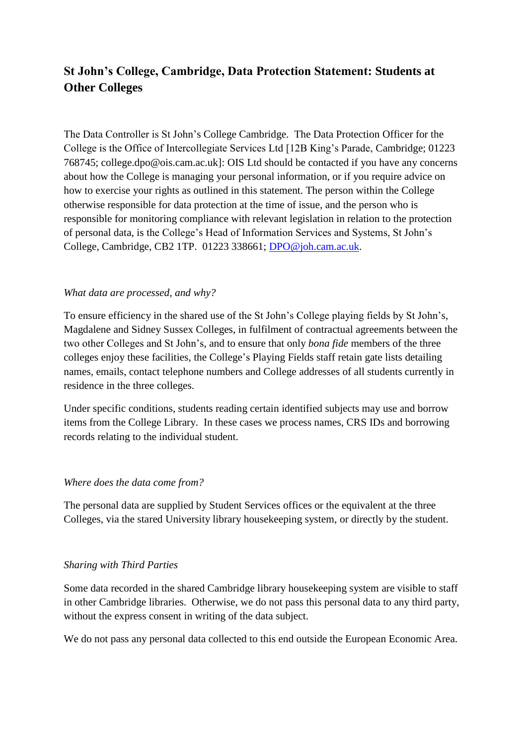# St John's College, Cambridge, Data Protection Statement: Students at Other Colleges

The Data Controller is St John's College Cambridge. The Data Protection Officer for the College is the Office of Intercollegiate Services Ltd [12B King's Parade, Cambridge; 01223 768745; college.dpo@ois.cam.ac.uk]: OIS Ltd should be contacted if you have any concerns about how the College is managing your personal information, or if you require advice on how to exercise your rights as outlined in this statement. The person within the College otherwise responsible for data protection at the time of issue, and the person who is responsible for monitoring compliance with relevant legislation in relation to the protection of personal data, is the College's Head of Information Services and Systems, St John's College, Cambridge, CB2 1TP. 01223 338661; DPO@joh.cam.ac.uk.

*What data are processed, and why?*

To ensure efficiency in the shared use of the St John's College playing fields by St John's, Magdalene and Sidney Sussex Colleges, in fulfilment of contractual agreements between the two other Colleges and St John's, and to ensure that only *bona fide* members of the three colleges enjoy these facilities, the College's Playing Fields staff retain gate lists detailing names, emails, contact telephone numbers and College addresses of all students currently in residence in the three colleges.

Under specific conditions, students reading certain identified subjects may use and borrow items from the College Library. In these cases we process names, CRS IDs and borrowing records relating to the individual student.

*Where does the data come from?*

The personal data are supplied by Student Services offices or the equivalent at the three Colleges, via the stared University library housekeeping system, or directly by the student.

*Sharing with Third Parties*

Some data recorded in the shared Cambridge library housekeeping system are visible to staff in other Cambridge libraries. Otherwise, we do not pass this personal data to any third party, without the express consent in writing of the data subject.

We do not pass any personal data collected to this end outside the European Economic Area.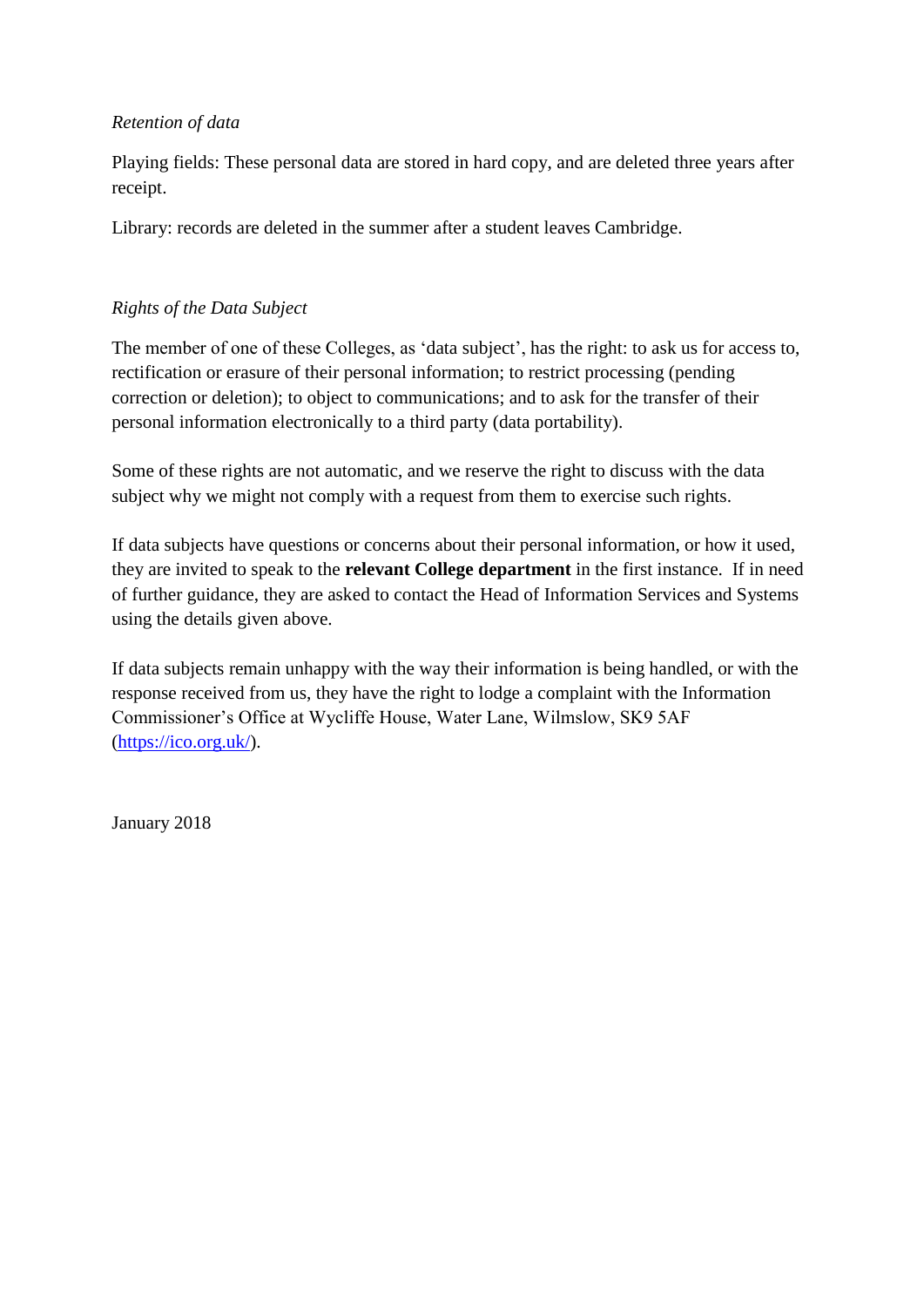*Retention of data*

Playing fields: These personal data are stored in hard copy, and are deleted three years after receipt.

Library: records are deleted in the summer after a student leaves Cambridge.

*Rights of the Data Subject*

The member of one of these Colleges, as 'data subject', has the right: to ask us for access to, rectification or erasure of their personal information; to restrict processing (pending correction or deletion); to object to communications; and to ask for the transfer of their personal information electronically to a third party (data portability).

Some of these rights are not automatic, and we reserve the right to discuss with the data subject why we might not comply with a request from them to exercise such rights.

If data subjects have questions or concerns about their personal information, or how it used, they are invited to speak to the **relevant College department** in the first instance. If in need of further guidance, they are asked to contact the Head of Information Services and Systems using the details given above.

If data subjects remain unhappy with the way their information is being handled, or with the response received from us, they have the right to lodge a complaint with the Information Commissioner's Office at Wycliffe House, Water Lane, Wilmslow, SK9 5AF (https://ico.org.uk/).

January 2018